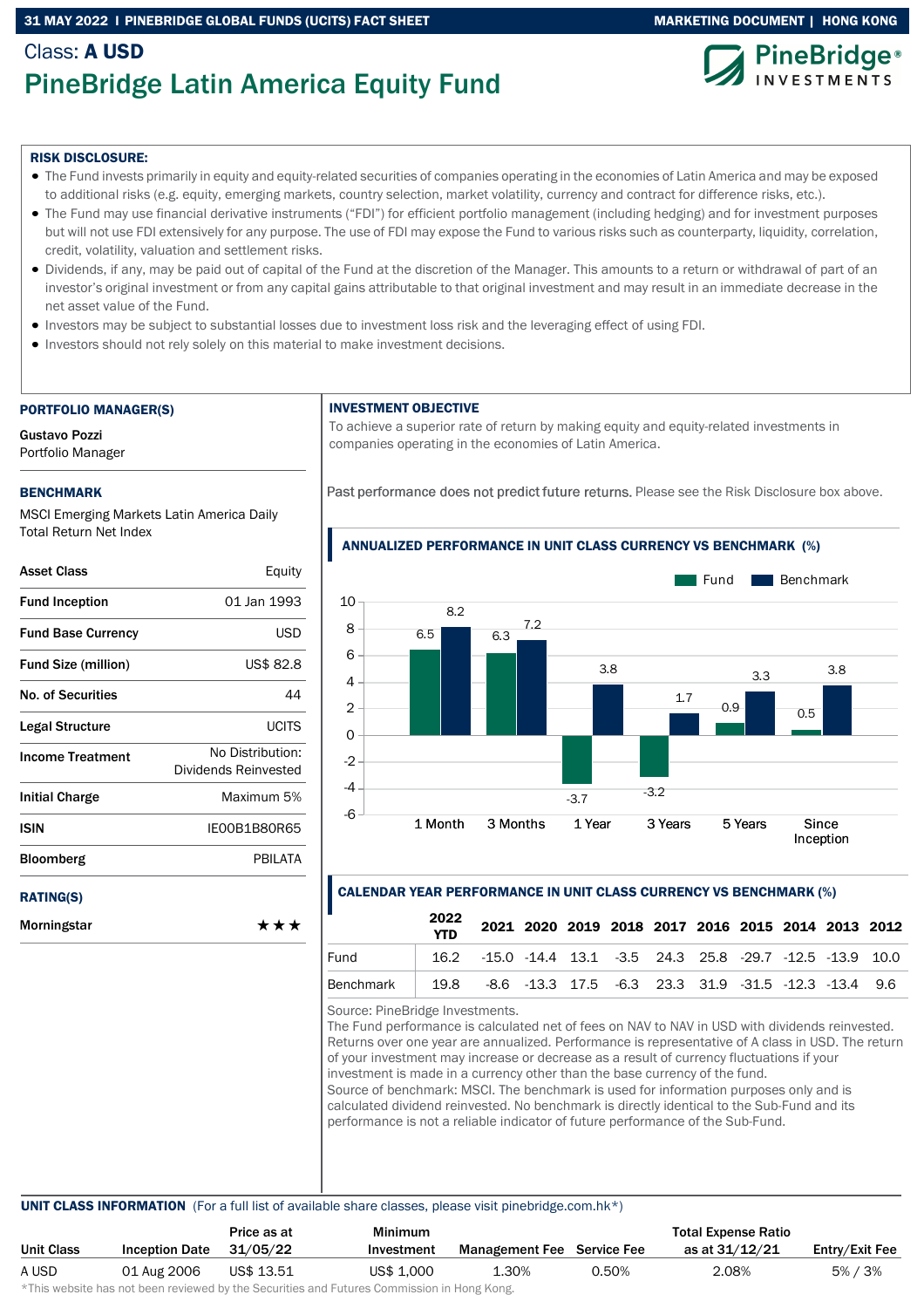Class: **A USD**

# PineBridge Latin America Equity Fund

PineBridge INVESTMENTS

**RISK DISCLOSURE:**

- The Fund invests primarily in equity and equity-related securities of companies operating in the economies of Latin America and may be exposed to additional risks (e.g. equity, emerging markets, country selection, market volatility, currency and contract for difference risks, etc.).
- The Fund may use financial derivative instruments ("FDI") for efficient portfolio management (including hedging) and for investment purposes but will not use FDI extensively for any purpose. The use of FDI may expose the Fund to various risks such as counterparty, liquidity, correlation, credit, volatility, valuation and settlement risks.
- Dividends, if any, may be paid out of capital of the Fund at the discretion of the Manager. This amounts to a return or withdrawal of part of an investor's original investment or from any capital gains attributable to that original investment and may result in an immediate decrease in the net asset value of the Fund.
- Investors may be subject to substantial losses due to investment loss risk and the leveraging effect of using FDI.
- Investors should not rely solely on this material to make investment decisions.

## PORTFOLIO MANAGER(S)

**Gustavo Pozzi**
Portfolio Manager

## BENCHMARK

MSCI Emerging Markets Latin America Daily Total Return Net Index

| | |
|---|---|
| **Asset Class** | Equity |
| **Fund Inception** | 01 Jan 1993 |
| **Fund Base Currency** | USD |
| **Fund Size (million)** | US$ 82.8 |
| **No. of Securities** | 44 |
| **Legal Structure** | UCITS |
| **Income Treatment** | No Distribution: Dividends Reinvested |
| **Initial Charge** | Maximum 5% |
| **ISIN** | IE00B1B80R65 |
| **Bloomberg** | PBILATA |

## RATING(S)

**Morningstar** ★★★

## INVESTMENT OBJECTIVE

To achieve a superior rate of return by making equity and equity-related investments in companies operating in the economies of Latin America.

Past performance does not predict future returns. Please see the Risk Disclosure box above.

## ANNUALIZED PERFORMANCE IN UNIT CLASS CURRENCY VS BENCHMARK (%)

Fund Benchmark

10 8 6 4 2 0 -2 -4 -6

1 Month: 6.5 8.2
3 Months: 6.3 7.2
1 Year: -3.7 3.8
3 Years: -3.2 1.7
5 Years: 0.9 3.3
Since Inception: 0.5 3.8

## CALENDAR YEAR PERFORMANCE IN UNIT CLASS CURRENCY VS BENCHMARK (%)

| | 2022 YTD | 2021 | 2020 | 2019 | 2018 | 2017 | 2016 | 2015 | 2014 | 2013 | 2012 |
|---|---|---|---|---|---|---|---|---|---|---|---|
| Fund | 16.2 | -15.0 | -14.4 | 13.1 | -3.5 | 24.3 | 25.8 | -29.7 | -12.5 | -13.9 | 10.0 |
| Benchmark | 19.8 | -8.6 | -13.3 | 17.5 | -6.3 | 23.3 | 31.9 | -31.5 | -12.3 | -13.4 | 9.6 |

Source: PineBridge Investments.
The Fund performance is calculated net of fees on NAV to NAV in USD with dividends reinvested. Returns over one year are annualized. Performance is representative of A class in USD. The return of your investment may increase or decrease as a result of currency fluctuations if your investment is made in a currency other than the base currency of the fund.
Source of benchmark: MSCI. The benchmark is used for information purposes only and is calculated dividend reinvested. No benchmark is directly identical to the Sub-Fund and its performance is not a reliable indicator of future performance of the Sub-Fund.

## UNIT CLASS INFORMATION (For a full list of available share classes, please visit pinebridge.com.hk*)

| Unit Class | Inception Date | Price as at 31/05/22 | Minimum Investment | Management Fee | Service Fee | Total Expense Ratio as at 31/12/21 | Entry/Exit Fee |
|---|---|---|---|---|---|---|---|
| A USD | 01 Aug 2006 | US$ 13.51 | US$ 1,000 | 1.30% | 0.50% | 2.08% | 5% / 3% |

*This website has not been reviewed by the Securities and Futures Commission in Hong Kong.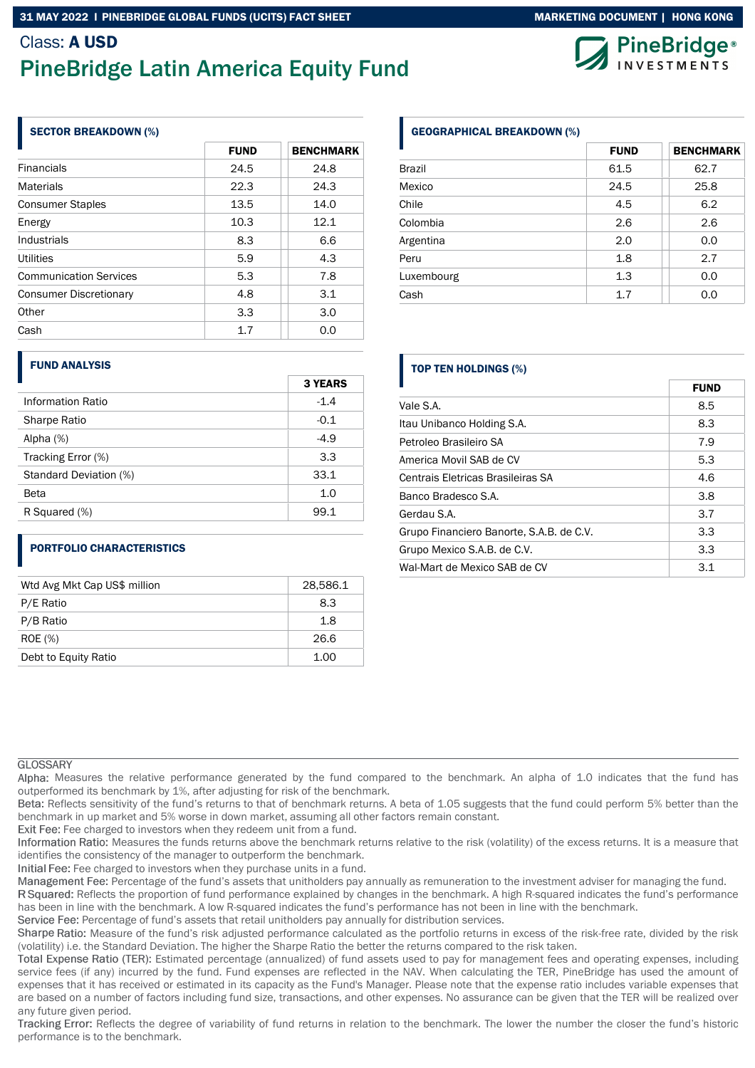Class: **A USD**

# PineBridge Latin America Equity Fund

## SECTOR BREAKDOWN (%)

| | FUND | BENCHMARK |
|---|---|---|
| Financials | 24.5 | 24.8 |
| Materials | 22.3 | 24.3 |
| Consumer Staples | 13.5 | 14.0 |
| Energy | 10.3 | 12.1 |
| Industrials | 8.3 | 6.6 |
| Utilities | 5.9 | 4.3 |
| Communication Services | 5.3 | 7.8 |
| Consumer Discretionary | 4.8 | 3.1 |
| Other | 3.3 | 3.0 |
| Cash | 1.7 | 0.0 |

## FUND ANALYSIS

| | 3 YEARS |
|---|---|
| Information Ratio | -1.4 |
| Sharpe Ratio | -0.1 |
| Alpha (%) | -4.9 |
| Tracking Error (%) | 3.3 |
| Standard Deviation (%) | 33.1 |
| Beta | 1.0 |
| R Squared (%) | 99.1 |

## PORTFOLIO CHARACTERISTICS

| | |
|---|---|
| Wtd Avg Mkt Cap US$ million | 28,586.1 |
| P/E Ratio | 8.3 |
| P/B Ratio | 1.8 |
| ROE (%) | 26.6 |
| Debt to Equity Ratio | 1.00 |

## GEOGRAPHICAL BREAKDOWN (%)

| | FUND | BENCHMARK |
|---|---|---|
| Brazil | 61.5 | 62.7 |
| Mexico | 24.5 | 25.8 |
| Chile | 4.5 | 6.2 |
| Colombia | 2.6 | 2.6 |
| Argentina | 2.0 | 0.0 |
| Peru | 1.8 | 2.7 |
| Luxembourg | 1.3 | 0.0 |
| Cash | 1.7 | 0.0 |

## TOP TEN HOLDINGS (%)

| | FUND |
|---|---|
| Vale S.A. | 8.5 |
| Itau Unibanco Holding S.A. | 8.3 |
| Petroleo Brasileiro SA | 7.9 |
| America Movil SAB de CV | 5.3 |
| Centrais Eletricas Brasileiras SA | 4.6 |
| Banco Bradesco S.A. | 3.8 |
| Gerdau S.A. | 3.7 |
| Grupo Financiero Banorte, S.A.B. de C.V. | 3.3 |
| Grupo Mexico S.A.B. de C.V. | 3.3 |
| Wal-Mart de Mexico SAB de CV | 3.1 |

GLOSSARY

Alpha: Measures the relative performance generated by the fund compared to the benchmark. An alpha of 1.0 indicates that the fund has outperformed its benchmark by 1%, after adjusting for risk of the benchmark.

Beta: Reflects sensitivity of the fund's returns to that of benchmark returns. A beta of 1.05 suggests that the fund could perform 5% better than the benchmark in up market and 5% worse in down market, assuming all other factors remain constant.

Exit Fee: Fee charged to investors when they redeem unit from a fund.

Information Ratio: Measures the funds returns above the benchmark returns relative to the risk (volatility) of the excess returns. It is a measure that identifies the consistency of the manager to outperform the benchmark.

Initial Fee: Fee charged to investors when they purchase units in a fund.

Management Fee: Percentage of the fund's assets that unitholders pay annually as remuneration to the investment adviser for managing the fund.

R Squared: Reflects the proportion of fund performance explained by changes in the benchmark. A high R-squared indicates the fund's performance has been in line with the benchmark. A low R-squared indicates the fund's performance has not been in line with the benchmark.

Service Fee: Percentage of fund's assets that retail unitholders pay annually for distribution services.

Sharpe Ratio: Measure of the fund's risk adjusted performance calculated as the portfolio returns in excess of the risk-free rate, divided by the risk (volatility) i.e. the Standard Deviation. The higher the Sharpe Ratio the better the returns compared to the risk taken.

Total Expense Ratio (TER): Estimated percentage (annualized) of fund assets used to pay for management fees and operating expenses, including service fees (if any) incurred by the fund. Fund expenses are reflected in the NAV. When calculating the TER, PineBridge has used the amount of expenses that it has received or estimated in its capacity as the Fund's Manager. Please note that the expense ratio includes variable expenses that are based on a number of factors including fund size, transactions, and other expenses. No assurance can be given that the TER will be realized over any future given period.

Tracking Error: Reflects the degree of variability of fund returns in relation to the benchmark. The lower the number the closer the fund's historic performance is to the benchmark.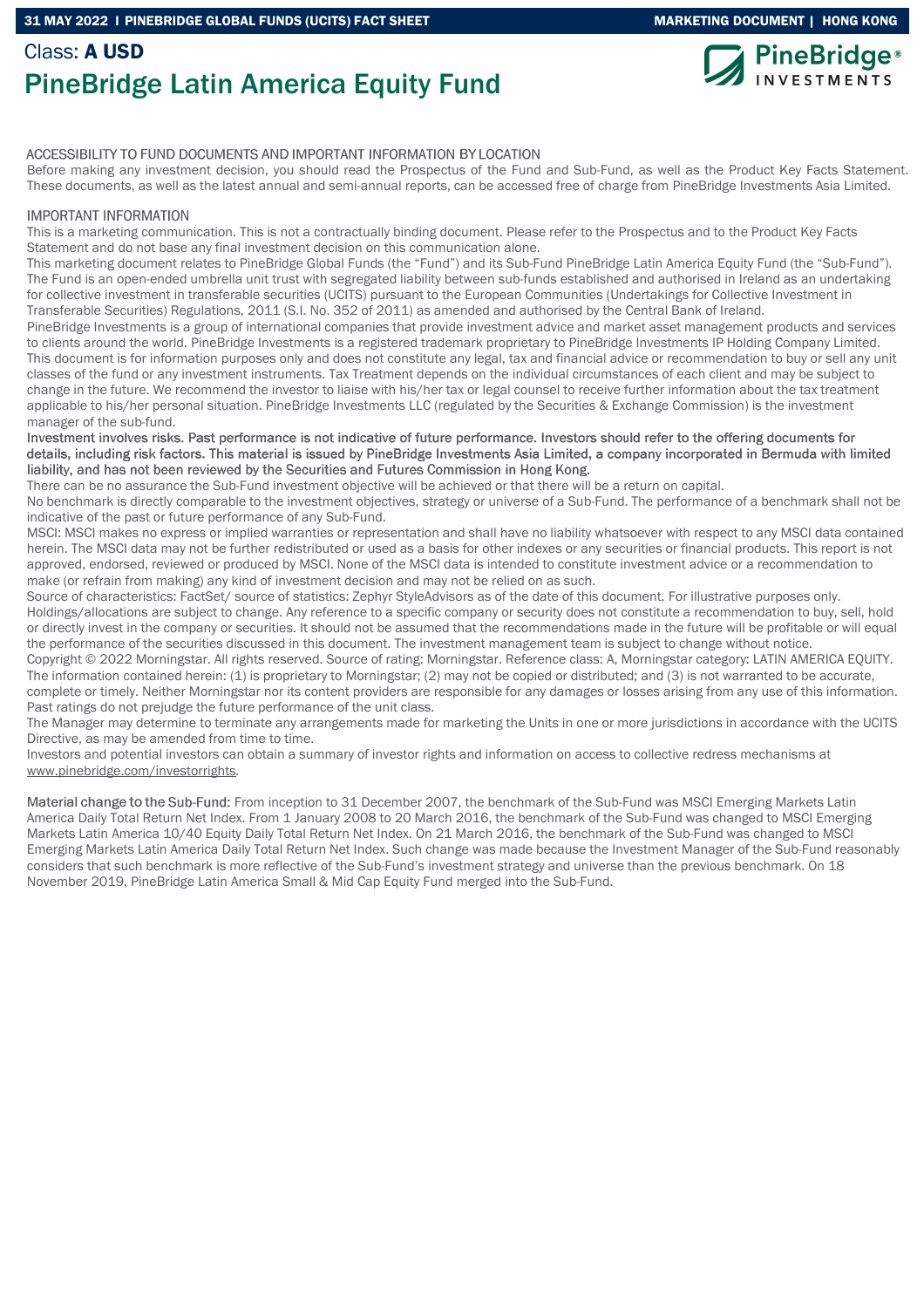Class: **A USD**

# PineBridge Latin America Equity Fund

## ACCESSIBILITY TO FUND DOCUMENTS AND IMPORTANT INFORMATION BY LOCATION

Before making any investment decision, you should read the Prospectus of the Fund and Sub-Fund, as well as the Product Key Facts Statement. These documents, as well as the latest annual and semi-annual reports, can be accessed free of charge from PineBridge Investments Asia Limited.

## IMPORTANT INFORMATION

This is a marketing communication. This is not a contractually binding document. Please refer to the Prospectus and to the Product Key Facts Statement and do not base any final investment decision on this communication alone.

This marketing document relates to PineBridge Global Funds (the "Fund") and its Sub-Fund PineBridge Latin America Equity Fund (the "Sub-Fund"). The Fund is an open-ended umbrella unit trust with segregated liability between sub-funds established and authorised in Ireland as an undertaking for collective investment in transferable securities (UCITS) pursuant to the European Communities (Undertakings for Collective Investment in Transferable Securities) Regulations, 2011 (S.I. No. 352 of 2011) as amended and authorised by the Central Bank of Ireland.

PineBridge Investments is a group of international companies that provide investment advice and market asset management products and services to clients around the world. PineBridge Investments is a registered trademark proprietary to PineBridge Investments IP Holding Company Limited.

This document is for information purposes only and does not constitute any legal, tax and financial advice or recommendation to buy or sell any unit classes of the fund or any investment instruments. Tax Treatment depends on the individual circumstances of each client and may be subject to change in the future. We recommend the investor to liaise with his/her tax or legal counsel to receive further information about the tax treatment applicable to his/her personal situation. PineBridge Investments LLC (regulated by the Securities & Exchange Commission) is the investment manager of the sub-fund.

**Investment involves risks. Past performance is not indicative of future performance. Investors should refer to the offering documents for details, including risk factors. This material is issued by PineBridge Investments Asia Limited, a company incorporated in Bermuda with limited liability, and has not been reviewed by the Securities and Futures Commission in Hong Kong.**

There can be no assurance the Sub-Fund investment objective will be achieved or that there will be a return on capital.

No benchmark is directly comparable to the investment objectives, strategy or universe of a Sub-Fund. The performance of a benchmark shall not be indicative of the past or future performance of any Sub-Fund.

MSCI: MSCI makes no express or implied warranties or representation and shall have no liability whatsoever with respect to any MSCI data contained herein. The MSCI data may not be further redistributed or used as a basis for other indexes or any securities or financial products. This report is not approved, endorsed, reviewed or produced by MSCI. None of the MSCI data is intended to constitute investment advice or a recommendation to make (or refrain from making) any kind of investment decision and may not be relied on as such.

Source of characteristics: FactSet/ source of statistics: Zephyr StyleAdvisors as of the date of this document. For illustrative purposes only.

Holdings/allocations are subject to change. Any reference to a specific company or security does not constitute a recommendation to buy, sell, hold or directly invest in the company or securities. It should not be assumed that the recommendations made in the future will be profitable or will equal the performance of the securities discussed in this document. The investment management team is subject to change without notice.

Copyright © 2022 Morningstar. All rights reserved. Source of rating: Morningstar. Reference class: A, Morningstar category: LATIN AMERICA EQUITY. The information contained herein: (1) is proprietary to Morningstar; (2) may not be copied or distributed; and (3) is not warranted to be accurate, complete or timely. Neither Morningstar nor its content providers are responsible for any damages or losses arising from any use of this information. Past ratings do not prejudge the future performance of the unit class.

The Manager may determine to terminate any arrangements made for marketing the Units in one or more jurisdictions in accordance with the UCITS Directive, as may be amended from time to time.

Investors and potential investors can obtain a summary of investor rights and information on access to collective redress mechanisms at www.pinebridge.com/investorrights.

Material change to the Sub-Fund: From inception to 31 December 2007, the benchmark of the Sub-Fund was MSCI Emerging Markets Latin America Daily Total Return Net Index. From 1 January 2008 to 20 March 2016, the benchmark of the Sub-Fund was changed to MSCI Emerging Markets Latin America 10/40 Equity Daily Total Return Net Index. On 21 March 2016, the benchmark of the Sub-Fund was changed to MSCI Emerging Markets Latin America Daily Total Return Net Index. Such change was made because the Investment Manager of the Sub-Fund reasonably considers that such benchmark is more reflective of the Sub-Fund's investment strategy and universe than the previous benchmark. On 18 November 2019, PineBridge Latin America Small & Mid Cap Equity Fund merged into the Sub-Fund.